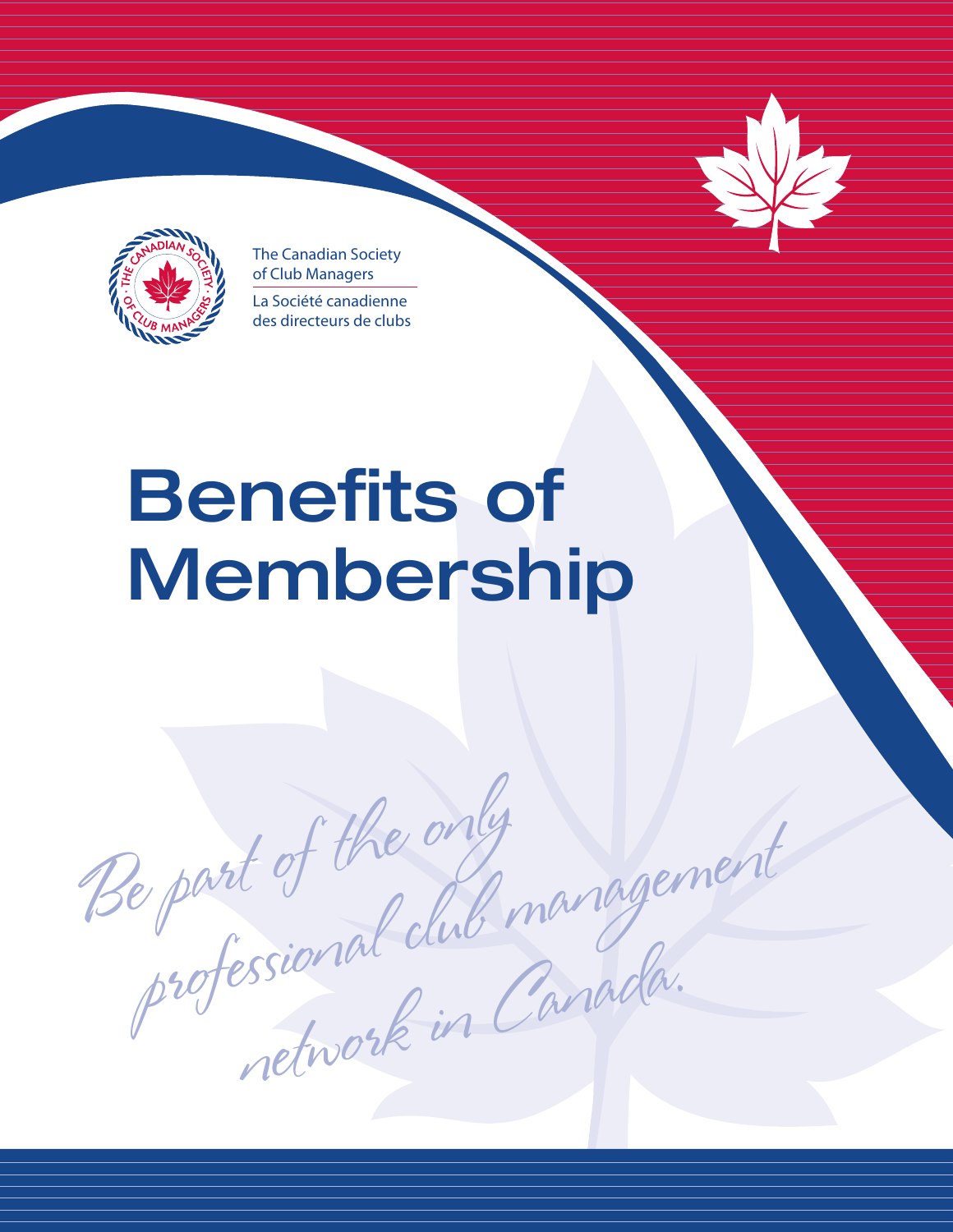The Canadian Society of Club Managers

La Société canadienne des directeurs de clubs

# Benefits of Membership

*Be part of the only professional club management network in Canada.*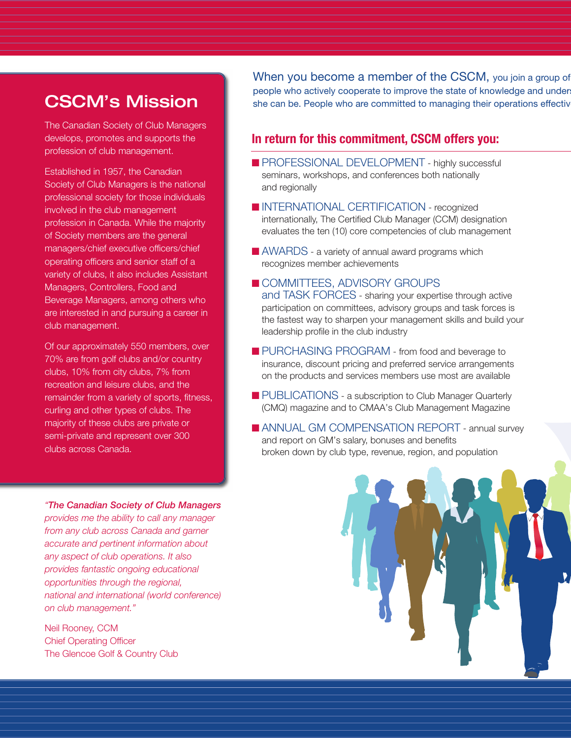## CSCM's Mission

The Canadian Society of Club Managers develops, promotes and supports the profession of club management.

Established in 1957, the Canadian Society of Club Managers is the national professional society for those individuals involved in the club management profession in Canada. While the majority of Society members are the general managers/chief executive officers/chief operating officers and senior staff of a variety of clubs, it also includes Assistant Managers, Controllers, Food and Beverage Managers, among others who are interested in and pursuing a career in club management.

Of our approximately 550 members, over 70% are from golf clubs and/or country clubs, 10% from city clubs, 7% from recreation and leisure clubs, and the remainder from a variety of sports, fitness, curling and other types of clubs. The majority of these clubs are private or semi-private and represent over 300 clubs across Canada.

*"The Canadian Society of Club Managers provides me the ability to call any manager from any club across Canada and garner accurate and pertinent information about any aspect of club operations. It also provides fantastic ongoing educational opportunities through the regional, national and international (world conference) on club management."*

Neil Rooney, CCM
Chief Operating Officer
The Glencoe Golf & Country Club

When you become a member of the CSCM, you join a group of people who actively cooperate to improve the state of knowledge and unders she can be. People who are committed to managing their operations effectiv

### In return for this commitment, CSCM offers you:

- **PROFESSIONAL DEVELOPMENT** - highly successful seminars, workshops, and conferences both nationally and regionally
- **INTERNATIONAL CERTIFICATION** - recognized internationally, The Certified Club Manager (CCM) designation evaluates the ten (10) core competencies of club management
- **AWARDS** - a variety of annual award programs which recognizes member achievements
- **COMMITTEES, ADVISORY GROUPS and TASK FORCES** - sharing your expertise through active participation on committees, advisory groups and task forces is the fastest way to sharpen your management skills and build your leadership profile in the club industry
- **PURCHASING PROGRAM** - from food and beverage to insurance, discount pricing and preferred service arrangements on the products and services members use most are available
- **PUBLICATIONS** - a subscription to Club Manager Quarterly (CMQ) magazine and to CMAA's Club Management Magazine
- **ANNUAL GM COMPENSATION REPORT** - annual survey and report on GM's salary, bonuses and benefits broken down by club type, revenue, region, and population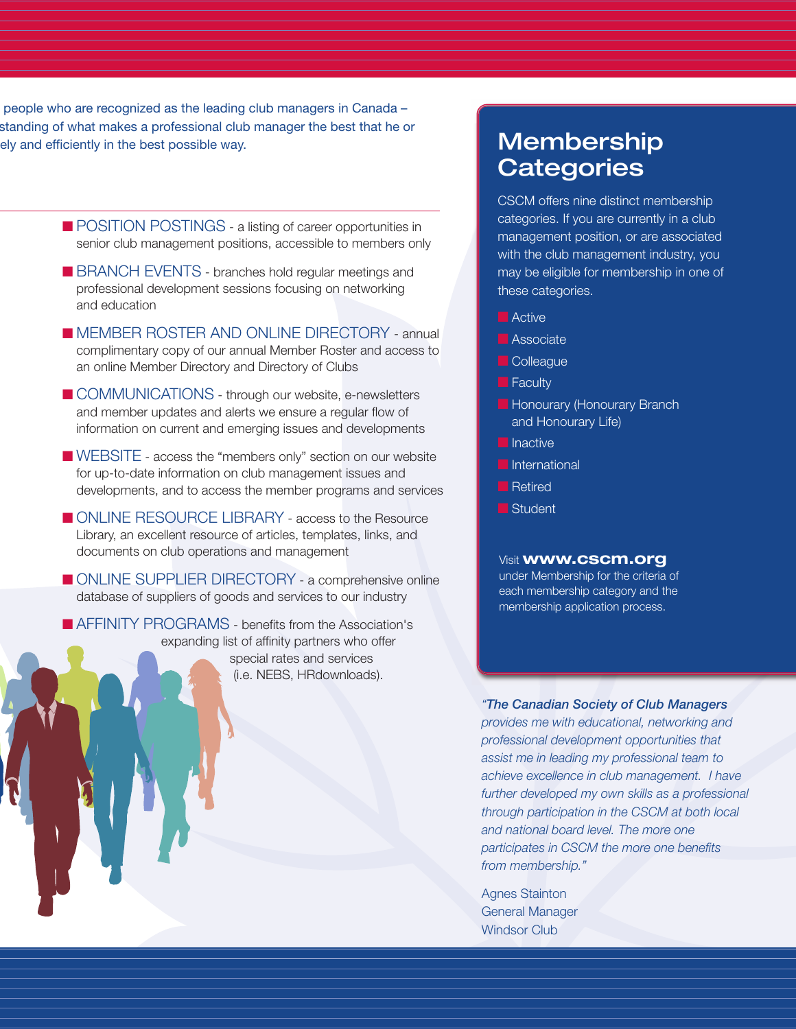people who are recognized as the leading club managers in Canada – standing of what makes a professional club manager the best that he or ely and efficiently in the best possible way.

- **POSITION POSTINGS** - a listing of career opportunities in senior club management positions, accessible to members only
- **BRANCH EVENTS** - branches hold regular meetings and professional development sessions focusing on networking and education
- **MEMBER ROSTER AND ONLINE DIRECTORY** - annual complimentary copy of our annual Member Roster and access to an online Member Directory and Directory of Clubs
- **COMMUNICATIONS** - through our website, e-newsletters and member updates and alerts we ensure a regular flow of information on current and emerging issues and developments
- **WEBSITE** - access the "members only" section on our website for up-to-date information on club management issues and developments, and to access the member programs and services
- **ONLINE RESOURCE LIBRARY** - access to the Resource Library, an excellent resource of articles, templates, links, and documents on club operations and management
- **ONLINE SUPPLIER DIRECTORY** - a comprehensive online database of suppliers of goods and services to our industry
- **AFFINITY PROGRAMS** - benefits from the Association's expanding list of affinity partners who offer special rates and services (i.e. NEBS, HRdownloads).

## Membership Categories

CSCM offers nine distinct membership categories. If you are currently in a club management position, or are associated with the club management industry, you may be eligible for membership in one of these categories.

- Active
- Associate
- Colleague
- Faculty
- Honourary (Honourary Branch and Honourary Life)
- Inactive
- International
- Retired
- Student

Visit **www.cscm.org** under Membership for the criteria of each membership category and the membership application process.

*"**The Canadian Society of Club Managers** provides me with educational, networking and professional development opportunities that assist me in leading my professional team to achieve excellence in club management. I have further developed my own skills as a professional through participation in the CSCM at both local and national board level. The more one participates in CSCM the more one benefits from membership."*

Agnes Stainton
General Manager
Windsor Club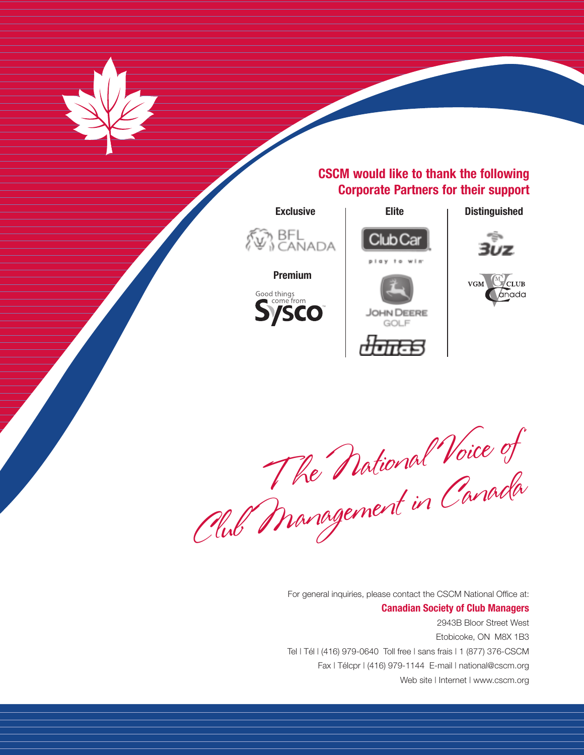## CSCM would like to thank the following Corporate Partners for their support

**Exclusive**

BFL CANADA

**Premium**

Good things come from Sysco

**Elite**

Club Car play to win

John Deere Golf

Jonas

**Distinguished**

Buz

VGM Club Canada

*The National Voice of Club Management in Canada*

For general inquiries, please contact the CSCM National Office at:

**Canadian Society of Club Managers**

2943B Bloor Street West

Etobicoke, ON  M8X 1B3

Tel | Tél | (416) 979-0640  Toll free | sans frais | 1 (877) 376-CSCM

Fax | Télcpr | (416) 979-1144  E-mail | national@cscm.org

Web site | Internet | www.cscm.org